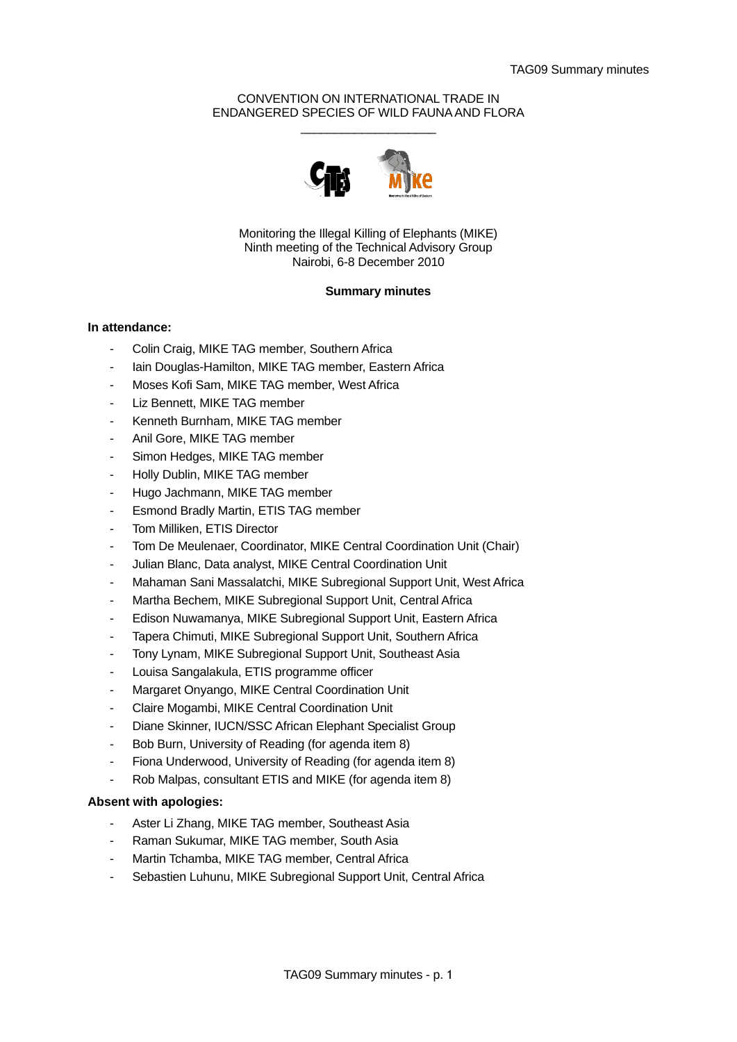CONVENTION ON INTERNATIONAL TRADE IN
ENDANGERED SPECIES OF WILD FAUNA AND FLORA

\_\_\_\_\_\_\_\_\_\_\_\_\_\_\_\_\_\_\_\_

Monitoring the Illegal Killing of Elephants (MIKE)
Ninth meeting of the Technical Advisory Group
Nairobi, 6-8 December 2010

**Summary minutes**

**In attendance:**

- Colin Craig, MIKE TAG member, Southern Africa
- Iain Douglas-Hamilton, MIKE TAG member, Eastern Africa
- Moses Kofi Sam, MIKE TAG member, West Africa
- Liz Bennett, MIKE TAG member
- Kenneth Burnham, MIKE TAG member
- Anil Gore, MIKE TAG member
- Simon Hedges, MIKE TAG member
- Holly Dublin, MIKE TAG member
- Hugo Jachmann, MIKE TAG member
- Esmond Bradly Martin, ETIS TAG member
- Tom Milliken, ETIS Director
- Tom De Meulenaer, Coordinator, MIKE Central Coordination Unit (Chair)
- Julian Blanc, Data analyst, MIKE Central Coordination Unit
- Mahaman Sani Massalatchi, MIKE Subregional Support Unit, West Africa
- Martha Bechem, MIKE Subregional Support Unit, Central Africa
- Edison Nuwamanya, MIKE Subregional Support Unit, Eastern Africa
- Tapera Chimuti, MIKE Subregional Support Unit, Southern Africa
- Tony Lynam, MIKE Subregional Support Unit, Southeast Asia
- Louisa Sangalakula, ETIS programme officer
- Margaret Onyango, MIKE Central Coordination Unit
- Claire Mogambi, MIKE Central Coordination Unit
- Diane Skinner, IUCN/SSC African Elephant Specialist Group
- Bob Burn, University of Reading (for agenda item 8)
- Fiona Underwood, University of Reading (for agenda item 8)
- Rob Malpas, consultant ETIS and MIKE (for agenda item 8)

**Absent with apologies:**

- Aster Li Zhang, MIKE TAG member, Southeast Asia
- Raman Sukumar, MIKE TAG member, South Asia
- Martin Tchamba, MIKE TAG member, Central Africa
- Sebastien Luhunu, MIKE Subregional Support Unit, Central Africa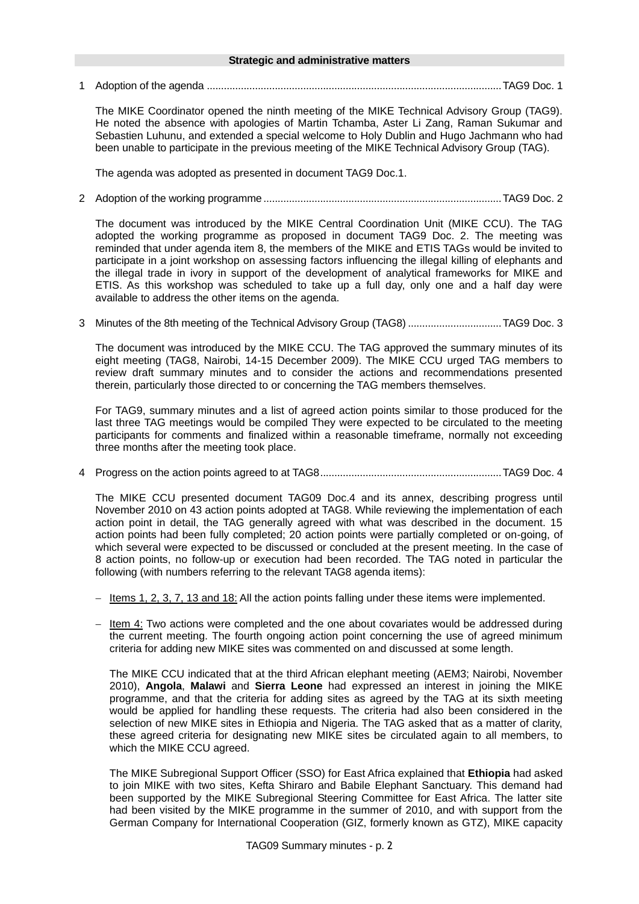**Strategic and administrative matters**

1 Adoption of the agenda ........................................................................................................ TAG9 Doc. 1

The MIKE Coordinator opened the ninth meeting of the MIKE Technical Advisory Group (TAG9). He noted the absence with apologies of Martin Tchamba, Aster Li Zang, Raman Sukumar and Sebastien Luhunu, and extended a special welcome to Holy Dublin and Hugo Jachmann who had been unable to participate in the previous meeting of the MIKE Technical Advisory Group (TAG).

The agenda was adopted as presented in document TAG9 Doc.1.

2 Adoption of the working programme ................................................................................... TAG9 Doc. 2

The document was introduced by the MIKE Central Coordination Unit (MIKE CCU). The TAG adopted the working programme as proposed in document TAG9 Doc. 2. The meeting was reminded that under agenda item 8, the members of the MIKE and ETIS TAGs would be invited to participate in a joint workshop on assessing factors influencing the illegal killing of elephants and the illegal trade in ivory in support of the development of analytical frameworks for MIKE and ETIS. As this workshop was scheduled to take up a full day, only one and a half day were available to address the other items on the agenda.

3 Minutes of the 8th meeting of the Technical Advisory Group (TAG8) ................................. TAG9 Doc. 3

The document was introduced by the MIKE CCU. The TAG approved the summary minutes of its eight meeting (TAG8, Nairobi, 14-15 December 2009). The MIKE CCU urged TAG members to review draft summary minutes and to consider the actions and recommendations presented therein, particularly those directed to or concerning the TAG members themselves.

For TAG9, summary minutes and a list of agreed action points similar to those produced for the last three TAG meetings would be compiled They were expected to be circulated to the meeting participants for comments and finalized within a reasonable timeframe, normally not exceeding three months after the meeting took place.

4 Progress on the action points agreed to at TAG8 ................................................................ TAG9 Doc. 4

The MIKE CCU presented document TAG09 Doc.4 and its annex, describing progress until November 2010 on 43 action points adopted at TAG8. While reviewing the implementation of each action point in detail, the TAG generally agreed with what was described in the document. 15 action points had been fully completed; 20 action points were partially completed or on-going, of which several were expected to be discussed or concluded at the present meeting. In the case of 8 action points, no follow-up or execution had been recorded. The TAG noted in particular the following (with numbers referring to the relevant TAG8 agenda items):

- Items 1, 2, 3, 7, 13 and 18: All the action points falling under these items were implemented.

- Item 4: Two actions were completed and the one about covariates would be addressed during the current meeting. The fourth ongoing action point concerning the use of agreed minimum criteria for adding new MIKE sites was commented on and discussed at some length.

  The MIKE CCU indicated that at the third African elephant meeting (AEM3; Nairobi, November 2010), **Angola**, **Malawi** and **Sierra Leone** had expressed an interest in joining the MIKE programme, and that the criteria for adding sites as agreed by the TAG at its sixth meeting would be applied for handling these requests. The criteria had also been considered in the selection of new MIKE sites in Ethiopia and Nigeria. The TAG asked that as a matter of clarity, these agreed criteria for designating new MIKE sites be circulated again to all members, to which the MIKE CCU agreed.

  The MIKE Subregional Support Officer (SSO) for East Africa explained that **Ethiopia** had asked to join MIKE with two sites, Kefta Shiraro and Babile Elephant Sanctuary. This demand had been supported by the MIKE Subregional Steering Committee for East Africa. The latter site had been visited by the MIKE programme in the summer of 2010, and with support from the German Company for International Cooperation (GIZ, formerly known as GTZ), MIKE capacity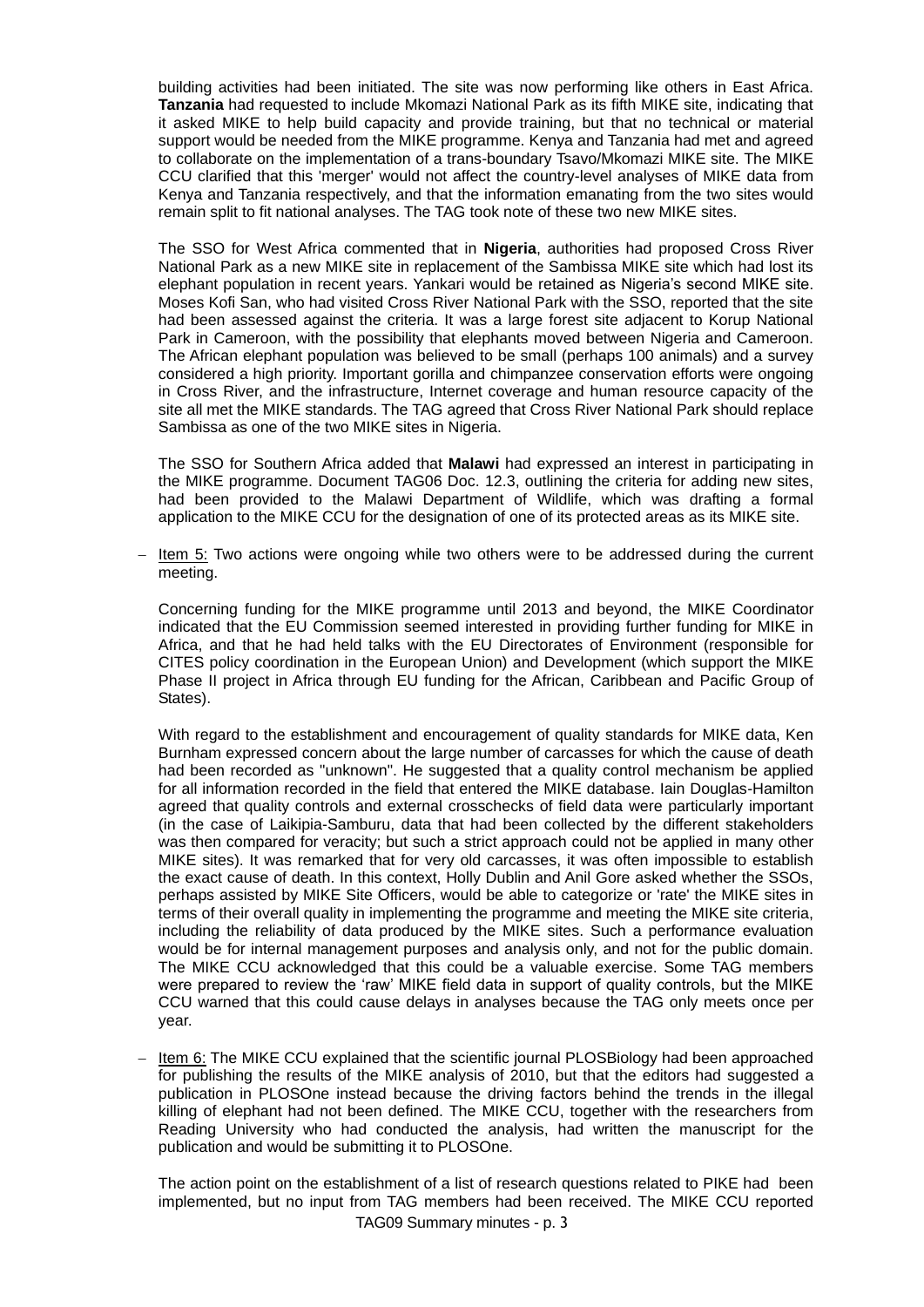building activities had been initiated. The site was now performing like others in East Africa. **Tanzania** had requested to include Mkomazi National Park as its fifth MIKE site, indicating that it asked MIKE to help build capacity and provide training, but that no technical or material support would be needed from the MIKE programme. Kenya and Tanzania had met and agreed to collaborate on the implementation of a trans-boundary Tsavo/Mkomazi MIKE site. The MIKE CCU clarified that this 'merger' would not affect the country-level analyses of MIKE data from Kenya and Tanzania respectively, and that the information emanating from the two sites would remain split to fit national analyses. The TAG took note of these two new MIKE sites.

The SSO for West Africa commented that in **Nigeria**, authorities had proposed Cross River National Park as a new MIKE site in replacement of the Sambissa MIKE site which had lost its elephant population in recent years. Yankari would be retained as Nigeria's second MIKE site. Moses Kofi San, who had visited Cross River National Park with the SSO, reported that the site had been assessed against the criteria. It was a large forest site adjacent to Korup National Park in Cameroon, with the possibility that elephants moved between Nigeria and Cameroon. The African elephant population was believed to be small (perhaps 100 animals) and a survey considered a high priority. Important gorilla and chimpanzee conservation efforts were ongoing in Cross River, and the infrastructure, Internet coverage and human resource capacity of the site all met the MIKE standards. The TAG agreed that Cross River National Park should replace Sambissa as one of the two MIKE sites in Nigeria.

The SSO for Southern Africa added that **Malawi** had expressed an interest in participating in the MIKE programme. Document TAG06 Doc. 12.3, outlining the criteria for adding new sites, had been provided to the Malawi Department of Wildlife, which was drafting a formal application to the MIKE CCU for the designation of one of its protected areas as its MIKE site.

– Item 5: Two actions were ongoing while two others were to be addressed during the current meeting.

  Concerning funding for the MIKE programme until 2013 and beyond, the MIKE Coordinator indicated that the EU Commission seemed interested in providing further funding for MIKE in Africa, and that he had held talks with the EU Directorates of Environment (responsible for CITES policy coordination in the European Union) and Development (which support the MIKE Phase II project in Africa through EU funding for the African, Caribbean and Pacific Group of States).

  With regard to the establishment and encouragement of quality standards for MIKE data, Ken Burnham expressed concern about the large number of carcasses for which the cause of death had been recorded as "unknown". He suggested that a quality control mechanism be applied for all information recorded in the field that entered the MIKE database. Iain Douglas-Hamilton agreed that quality controls and external crosschecks of field data were particularly important (in the case of Laikipia-Samburu, data that had been collected by the different stakeholders was then compared for veracity; but such a strict approach could not be applied in many other MIKE sites). It was remarked that for very old carcasses, it was often impossible to establish the exact cause of death. In this context, Holly Dublin and Anil Gore asked whether the SSOs, perhaps assisted by MIKE Site Officers, would be able to categorize or 'rate' the MIKE sites in terms of their overall quality in implementing the programme and meeting the MIKE site criteria, including the reliability of data produced by the MIKE sites. Such a performance evaluation would be for internal management purposes and analysis only, and not for the public domain. The MIKE CCU acknowledged that this could be a valuable exercise. Some TAG members were prepared to review the 'raw' MIKE field data in support of quality controls, but the MIKE CCU warned that this could cause delays in analyses because the TAG only meets once per year.

– Item 6: The MIKE CCU explained that the scientific journal PLOSBiology had been approached for publishing the results of the MIKE analysis of 2010, but that the editors had suggested a publication in PLOSOne instead because the driving factors behind the trends in the illegal killing of elephant had not been defined. The MIKE CCU, together with the researchers from Reading University who had conducted the analysis, had written the manuscript for the publication and would be submitting it to PLOSOne.

  The action point on the establishment of a list of research questions related to PIKE had been implemented, but no input from TAG members had been received. The MIKE CCU reported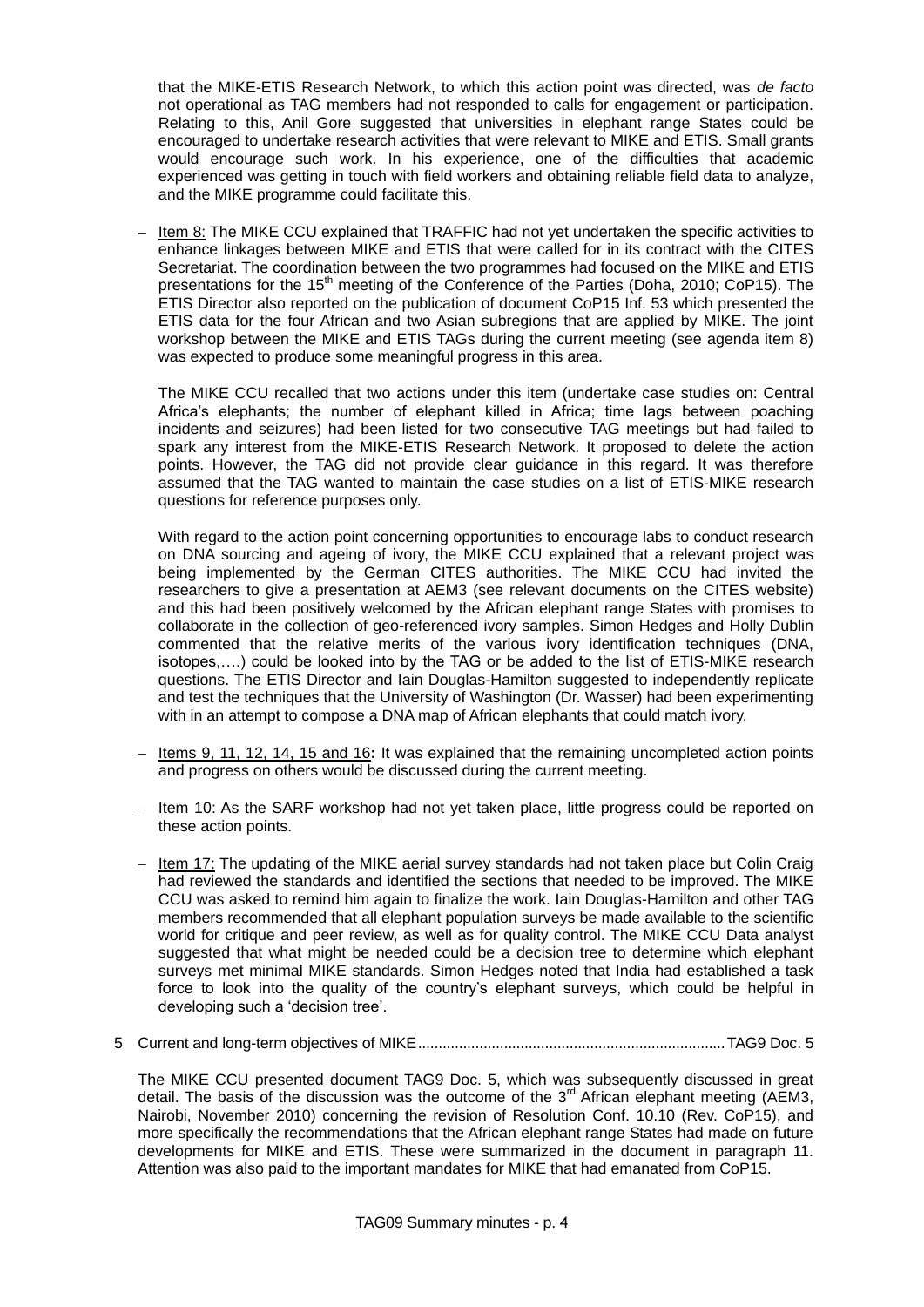that the MIKE-ETIS Research Network, to which this action point was directed, was *de facto* not operational as TAG members had not responded to calls for engagement or participation. Relating to this, Anil Gore suggested that universities in elephant range States could be encouraged to undertake research activities that were relevant to MIKE and ETIS. Small grants would encourage such work. In his experience, one of the difficulties that academic experienced was getting in touch with field workers and obtaining reliable field data to analyze, and the MIKE programme could facilitate this.

- Item 8: The MIKE CCU explained that TRAFFIC had not yet undertaken the specific activities to enhance linkages between MIKE and ETIS that were called for in its contract with the CITES Secretariat. The coordination between the two programmes had focused on the MIKE and ETIS presentations for the 15th meeting of the Conference of the Parties (Doha, 2010; CoP15). The ETIS Director also reported on the publication of document CoP15 Inf. 53 which presented the ETIS data for the four African and two Asian subregions that are applied by MIKE. The joint workshop between the MIKE and ETIS TAGs during the current meeting (see agenda item 8) was expected to produce some meaningful progress in this area.

  The MIKE CCU recalled that two actions under this item (undertake case studies on: Central Africa's elephants; the number of elephant killed in Africa; time lags between poaching incidents and seizures) had been listed for two consecutive TAG meetings but had failed to spark any interest from the MIKE-ETIS Research Network. It proposed to delete the action points. However, the TAG did not provide clear guidance in this regard. It was therefore assumed that the TAG wanted to maintain the case studies on a list of ETIS-MIKE research questions for reference purposes only.

  With regard to the action point concerning opportunities to encourage labs to conduct research on DNA sourcing and ageing of ivory, the MIKE CCU explained that a relevant project was being implemented by the German CITES authorities. The MIKE CCU had invited the researchers to give a presentation at AEM3 (see relevant documents on the CITES website) and this had been positively welcomed by the African elephant range States with promises to collaborate in the collection of geo-referenced ivory samples. Simon Hedges and Holly Dublin commented that the relative merits of the various ivory identification techniques (DNA, isotopes,….) could be looked into by the TAG or be added to the list of ETIS-MIKE research questions. The ETIS Director and Iain Douglas-Hamilton suggested to independently replicate and test the techniques that the University of Washington (Dr. Wasser) had been experimenting with in an attempt to compose a DNA map of African elephants that could match ivory.

- Items 9, 11, 12, 14, 15 and 16**:** It was explained that the remaining uncompleted action points and progress on others would be discussed during the current meeting.

- Item 10: As the SARF workshop had not yet taken place, little progress could be reported on these action points.

- Item 17: The updating of the MIKE aerial survey standards had not taken place but Colin Craig had reviewed the standards and identified the sections that needed to be improved. The MIKE CCU was asked to remind him again to finalize the work. Iain Douglas-Hamilton and other TAG members recommended that all elephant population surveys be made available to the scientific world for critique and peer review, as well as for quality control. The MIKE CCU Data analyst suggested that what might be needed could be a decision tree to determine which elephant surveys met minimal MIKE standards. Simon Hedges noted that India had established a task force to look into the quality of the country's elephant surveys, which could be helpful in developing such a 'decision tree'.

5 Current and long-term objectives of MIKE.......................................................................... TAG9 Doc. 5

The MIKE CCU presented document TAG9 Doc. 5, which was subsequently discussed in great detail. The basis of the discussion was the outcome of the 3rd African elephant meeting (AEM3, Nairobi, November 2010) concerning the revision of Resolution Conf. 10.10 (Rev. CoP15), and more specifically the recommendations that the African elephant range States had made on future developments for MIKE and ETIS. These were summarized in the document in paragraph 11. Attention was also paid to the important mandates for MIKE that had emanated from CoP15.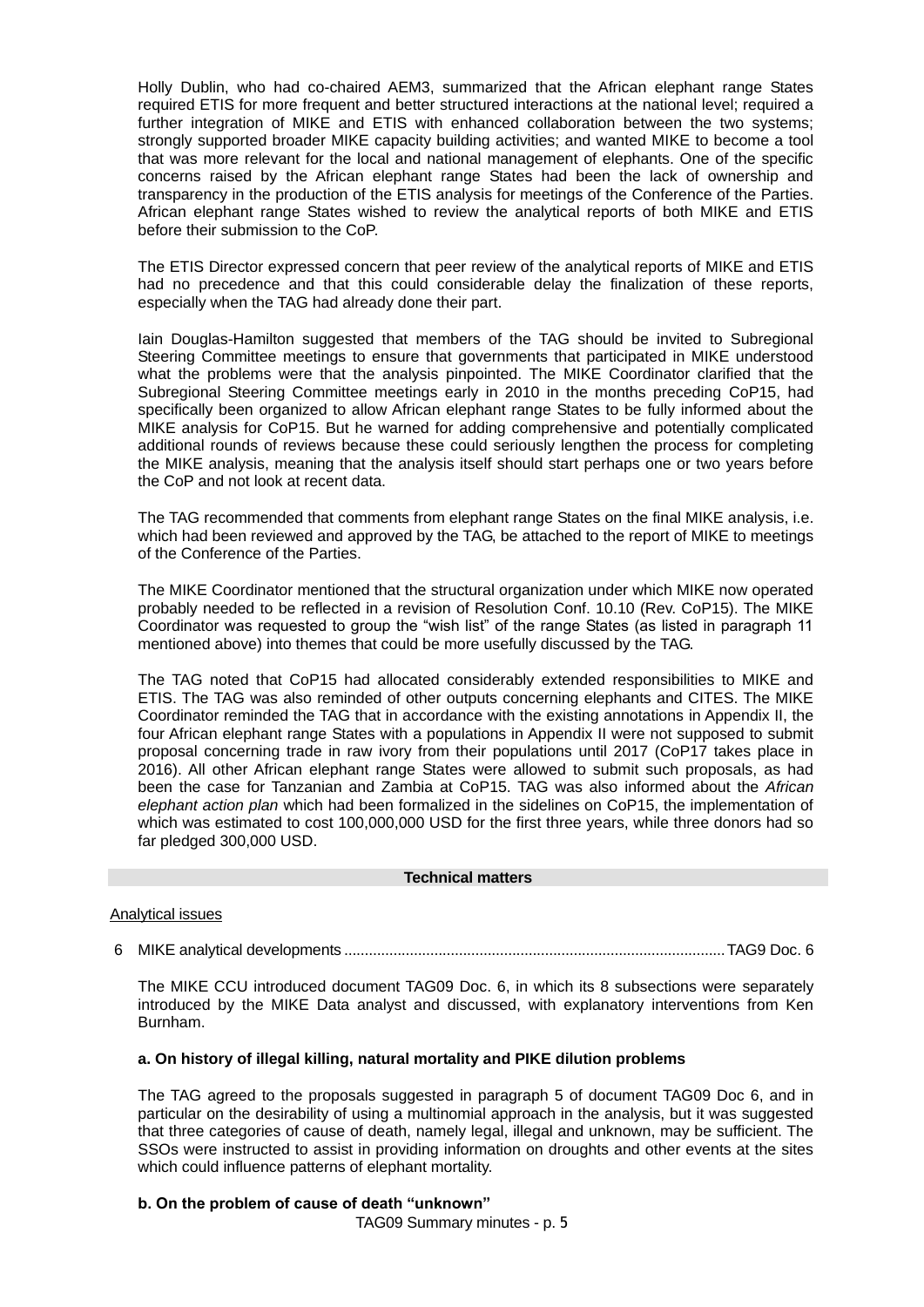Holly Dublin, who had co-chaired AEM3, summarized that the African elephant range States required ETIS for more frequent and better structured interactions at the national level; required a further integration of MIKE and ETIS with enhanced collaboration between the two systems; strongly supported broader MIKE capacity building activities; and wanted MIKE to become a tool that was more relevant for the local and national management of elephants. One of the specific concerns raised by the African elephant range States had been the lack of ownership and transparency in the production of the ETIS analysis for meetings of the Conference of the Parties. African elephant range States wished to review the analytical reports of both MIKE and ETIS before their submission to the CoP.

The ETIS Director expressed concern that peer review of the analytical reports of MIKE and ETIS had no precedence and that this could considerable delay the finalization of these reports, especially when the TAG had already done their part.

Iain Douglas-Hamilton suggested that members of the TAG should be invited to Subregional Steering Committee meetings to ensure that governments that participated in MIKE understood what the problems were that the analysis pinpointed. The MIKE Coordinator clarified that the Subregional Steering Committee meetings early in 2010 in the months preceding CoP15, had specifically been organized to allow African elephant range States to be fully informed about the MIKE analysis for CoP15. But he warned for adding comprehensive and potentially complicated additional rounds of reviews because these could seriously lengthen the process for completing the MIKE analysis, meaning that the analysis itself should start perhaps one or two years before the CoP and not look at recent data.

The TAG recommended that comments from elephant range States on the final MIKE analysis, i.e. which had been reviewed and approved by the TAG, be attached to the report of MIKE to meetings of the Conference of the Parties.

The MIKE Coordinator mentioned that the structural organization under which MIKE now operated probably needed to be reflected in a revision of Resolution Conf. 10.10 (Rev. CoP15). The MIKE Coordinator was requested to group the "wish list" of the range States (as listed in paragraph 11 mentioned above) into themes that could be more usefully discussed by the TAG.

The TAG noted that CoP15 had allocated considerably extended responsibilities to MIKE and ETIS. The TAG was also reminded of other outputs concerning elephants and CITES. The MIKE Coordinator reminded the TAG that in accordance with the existing annotations in Appendix II, the four African elephant range States with a populations in Appendix II were not supposed to submit proposal concerning trade in raw ivory from their populations until 2017 (CoP17 takes place in 2016). All other African elephant range States were allowed to submit such proposals, as had been the case for Tanzanian and Zambia at CoP15. TAG was also informed about the *African elephant action plan* which had been formalized in the sidelines on CoP15, the implementation of which was estimated to cost 100,000,000 USD for the first three years, while three donors had so far pledged 300,000 USD.

## Technical matters

Analytical issues

6 MIKE analytical developments ........................................................................................... TAG9 Doc. 6

The MIKE CCU introduced document TAG09 Doc. 6, in which its 8 subsections were separately introduced by the MIKE Data analyst and discussed, with explanatory interventions from Ken Burnham.

**a. On history of illegal killing, natural mortality and PIKE dilution problems**

The TAG agreed to the proposals suggested in paragraph 5 of document TAG09 Doc 6, and in particular on the desirability of using a multinomial approach in the analysis, but it was suggested that three categories of cause of death, namely legal, illegal and unknown, may be sufficient. The SSOs were instructed to assist in providing information on droughts and other events at the sites which could influence patterns of elephant mortality.

**b. On the problem of cause of death "unknown"**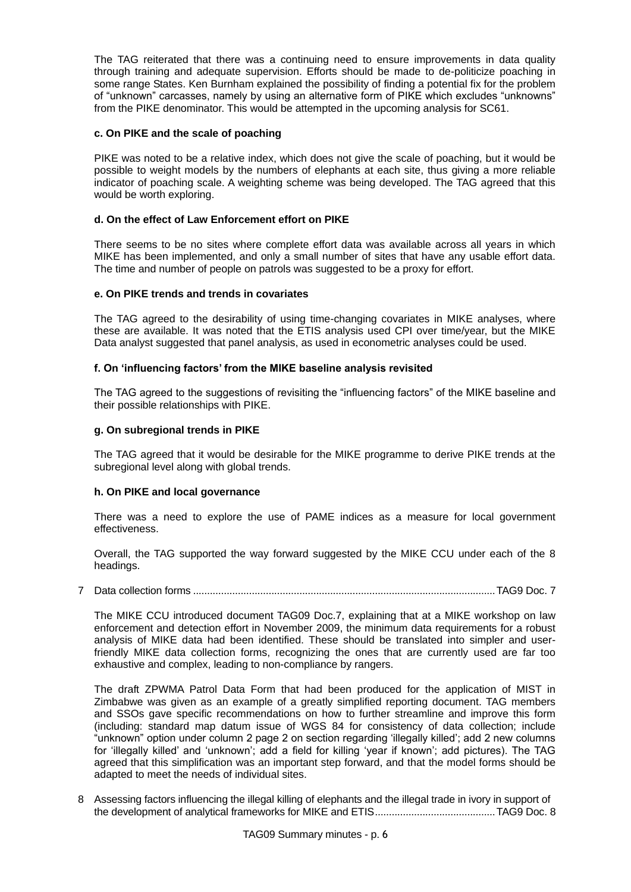The TAG reiterated that there was a continuing need to ensure improvements in data quality through training and adequate supervision. Efforts should be made to de-politicize poaching in some range States. Ken Burnham explained the possibility of finding a potential fix for the problem of "unknown" carcasses, namely by using an alternative form of PIKE which excludes "unknowns" from the PIKE denominator. This would be attempted in the upcoming analysis for SC61.

**c. On PIKE and the scale of poaching**

PIKE was noted to be a relative index, which does not give the scale of poaching, but it would be possible to weight models by the numbers of elephants at each site, thus giving a more reliable indicator of poaching scale. A weighting scheme was being developed. The TAG agreed that this would be worth exploring.

**d. On the effect of Law Enforcement effort on PIKE**

There seems to be no sites where complete effort data was available across all years in which MIKE has been implemented, and only a small number of sites that have any usable effort data. The time and number of people on patrols was suggested to be a proxy for effort.

**e. On PIKE trends and trends in covariates**

The TAG agreed to the desirability of using time-changing covariates in MIKE analyses, where these are available. It was noted that the ETIS analysis used CPI over time/year, but the MIKE Data analyst suggested that panel analysis, as used in econometric analyses could be used.

**f. On 'influencing factors' from the MIKE baseline analysis revisited**

The TAG agreed to the suggestions of revisiting the "influencing factors" of the MIKE baseline and their possible relationships with PIKE.

**g. On subregional trends in PIKE**

The TAG agreed that it would be desirable for the MIKE programme to derive PIKE trends at the subregional level along with global trends.

**h. On PIKE and local governance**

There was a need to explore the use of PAME indices as a measure for local government effectiveness.

Overall, the TAG supported the way forward suggested by the MIKE CCU under each of the 8 headings.

7 Data collection forms .......................................................................................................... TAG9 Doc. 7

The MIKE CCU introduced document TAG09 Doc.7, explaining that at a MIKE workshop on law enforcement and detection effort in November 2009, the minimum data requirements for a robust analysis of MIKE data had been identified. These should be translated into simpler and user-friendly MIKE data collection forms, recognizing the ones that are currently used are far too exhaustive and complex, leading to non-compliance by rangers.

The draft ZPWMA Patrol Data Form that had been produced for the application of MIST in Zimbabwe was given as an example of a greatly simplified reporting document. TAG members and SSOs gave specific recommendations on how to further streamline and improve this form (including: standard map datum issue of WGS 84 for consistency of data collection; include "unknown" option under column 2 page 2 on section regarding 'illegally killed'; add 2 new columns for 'illegally killed' and 'unknown'; add a field for killing 'year if known'; add pictures). The TAG agreed that this simplification was an important step forward, and that the model forms should be adapted to meet the needs of individual sites.

8 Assessing factors influencing the illegal killing of elephants and the illegal trade in ivory in support of the development of analytical frameworks for MIKE and ETIS.......................................... TAG9 Doc. 8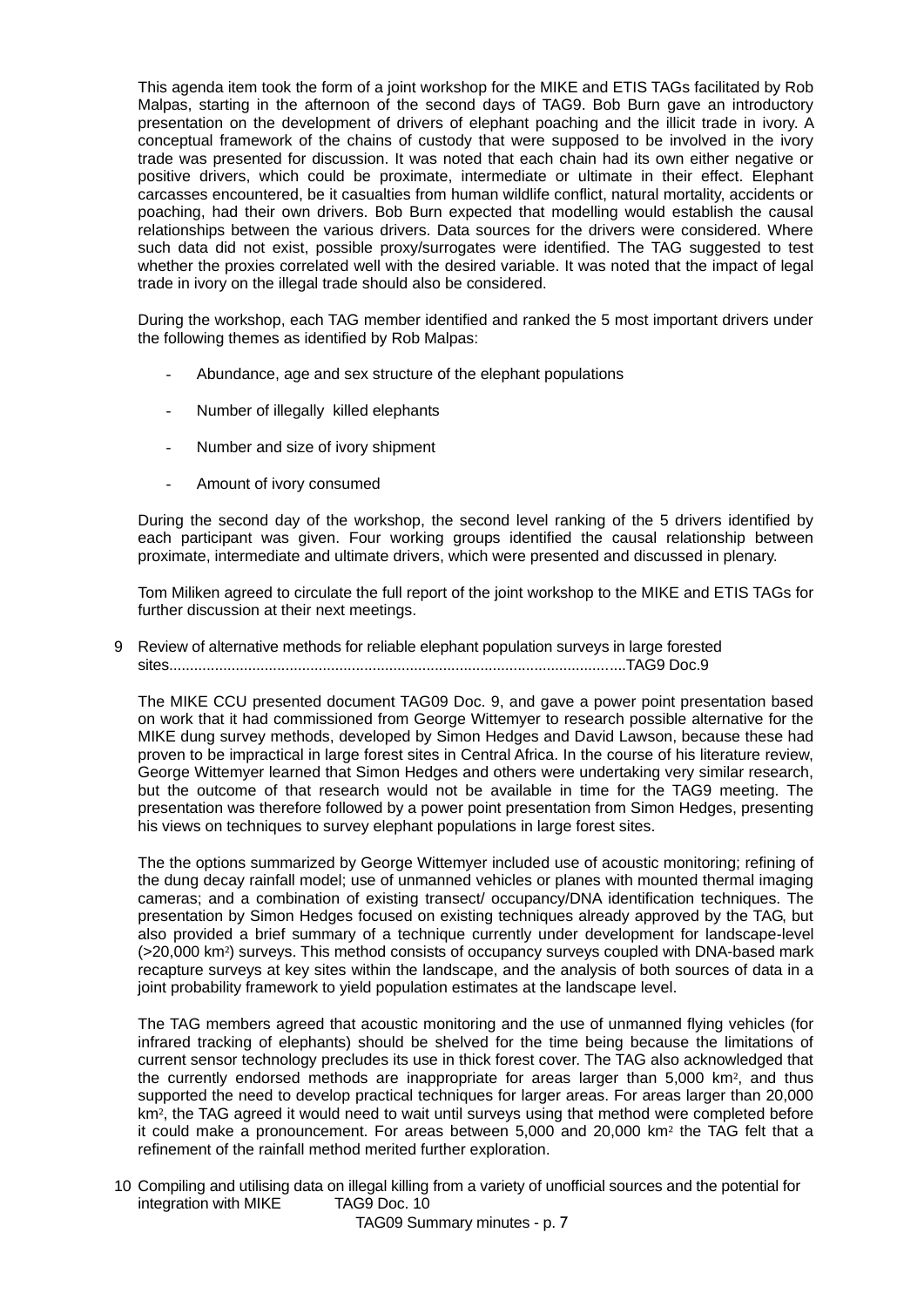This agenda item took the form of a joint workshop for the MIKE and ETIS TAGs facilitated by Rob Malpas, starting in the afternoon of the second days of TAG9. Bob Burn gave an introductory presentation on the development of drivers of elephant poaching and the illicit trade in ivory. A conceptual framework of the chains of custody that were supposed to be involved in the ivory trade was presented for discussion. It was noted that each chain had its own either negative or positive drivers, which could be proximate, intermediate or ultimate in their effect. Elephant carcasses encountered, be it casualties from human wildlife conflict, natural mortality, accidents or poaching, had their own drivers. Bob Burn expected that modelling would establish the causal relationships between the various drivers. Data sources for the drivers were considered. Where such data did not exist, possible proxy/surrogates were identified. The TAG suggested to test whether the proxies correlated well with the desired variable. It was noted that the impact of legal trade in ivory on the illegal trade should also be considered.

During the workshop, each TAG member identified and ranked the 5 most important drivers under the following themes as identified by Rob Malpas:

- Abundance, age and sex structure of the elephant populations
- Number of illegally killed elephants
- Number and size of ivory shipment
- Amount of ivory consumed

During the second day of the workshop, the second level ranking of the 5 drivers identified by each participant was given. Four working groups identified the causal relationship between proximate, intermediate and ultimate drivers, which were presented and discussed in plenary.

Tom Miliken agreed to circulate the full report of the joint workshop to the MIKE and ETIS TAGs for further discussion at their next meetings.

9 Review of alternative methods for reliable elephant population surveys in large forested sites............................................................................................................TAG9 Doc.9

The MIKE CCU presented document TAG09 Doc. 9, and gave a power point presentation based on work that it had commissioned from George Wittemyer to research possible alternative for the MIKE dung survey methods, developed by Simon Hedges and David Lawson, because these had proven to be impractical in large forest sites in Central Africa. In the course of his literature review, George Wittemyer learned that Simon Hedges and others were undertaking very similar research, but the outcome of that research would not be available in time for the TAG9 meeting. The presentation was therefore followed by a power point presentation from Simon Hedges, presenting his views on techniques to survey elephant populations in large forest sites.

The the options summarized by George Wittemyer included use of acoustic monitoring; refining of the dung decay rainfall model; use of unmanned vehicles or planes with mounted thermal imaging cameras; and a combination of existing transect/ occupancy/DNA identification techniques. The presentation by Simon Hedges focused on existing techniques already approved by the TAG, but also provided a brief summary of a technique currently under development for landscape-level (>20,000 km$^2$) surveys. This method consists of occupancy surveys coupled with DNA-based mark recapture surveys at key sites within the landscape, and the analysis of both sources of data in a joint probability framework to yield population estimates at the landscape level.

The TAG members agreed that acoustic monitoring and the use of unmanned flying vehicles (for infrared tracking of elephants) should be shelved for the time being because the limitations of current sensor technology precludes its use in thick forest cover. The TAG also acknowledged that the currently endorsed methods are inappropriate for areas larger than 5,000 km$^2$, and thus supported the need to develop practical techniques for larger areas. For areas larger than 20,000 km$^2$, the TAG agreed it would need to wait until surveys using that method were completed before it could make a pronouncement. For areas between 5,000 and 20,000 km$^2$ the TAG felt that a refinement of the rainfall method merited further exploration.

10 Compiling and utilising data on illegal killing from a variety of unofficial sources and the potential for integration with MIKE TAG9 Doc. 10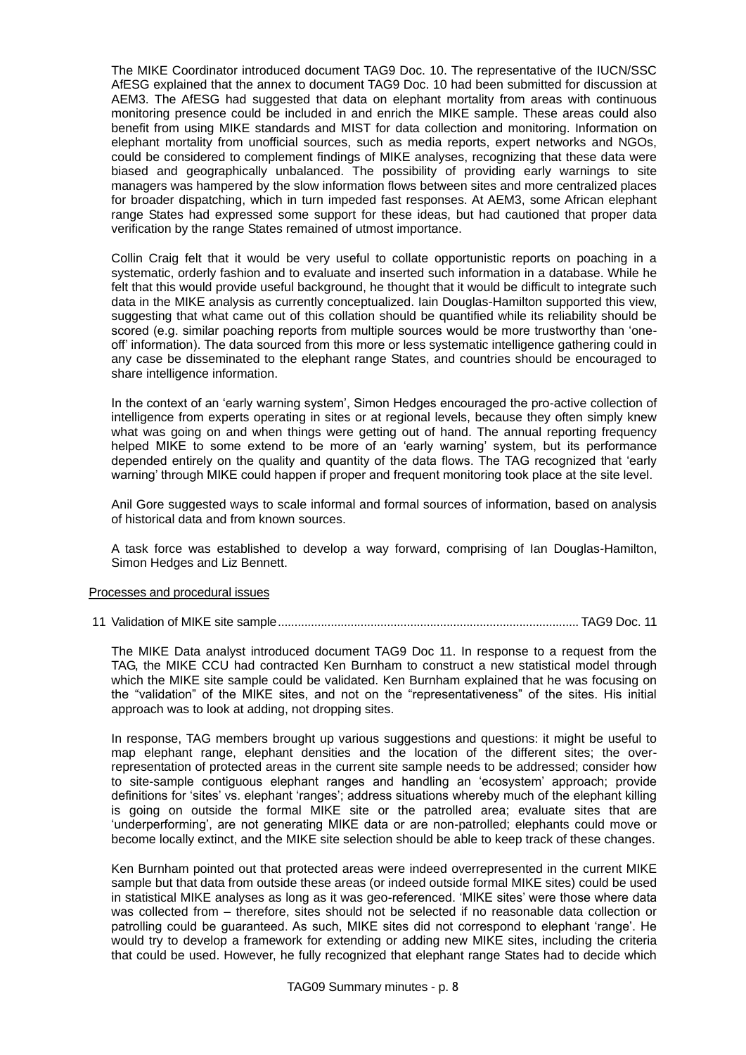The MIKE Coordinator introduced document TAG9 Doc. 10. The representative of the IUCN/SSC AfESG explained that the annex to document TAG9 Doc. 10 had been submitted for discussion at AEM3. The AfESG had suggested that data on elephant mortality from areas with continuous monitoring presence could be included in and enrich the MIKE sample. These areas could also benefit from using MIKE standards and MIST for data collection and monitoring. Information on elephant mortality from unofficial sources, such as media reports, expert networks and NGOs, could be considered to complement findings of MIKE analyses, recognizing that these data were biased and geographically unbalanced. The possibility of providing early warnings to site managers was hampered by the slow information flows between sites and more centralized places for broader dispatching, which in turn impeded fast responses. At AEM3, some African elephant range States had expressed some support for these ideas, but had cautioned that proper data verification by the range States remained of utmost importance.

Collin Craig felt that it would be very useful to collate opportunistic reports on poaching in a systematic, orderly fashion and to evaluate and inserted such information in a database. While he felt that this would provide useful background, he thought that it would be difficult to integrate such data in the MIKE analysis as currently conceptualized. Iain Douglas-Hamilton supported this view, suggesting that what came out of this collation should be quantified while its reliability should be scored (e.g. similar poaching reports from multiple sources would be more trustworthy than 'one-off' information). The data sourced from this more or less systematic intelligence gathering could in any case be disseminated to the elephant range States, and countries should be encouraged to share intelligence information.

In the context of an 'early warning system', Simon Hedges encouraged the pro-active collection of intelligence from experts operating in sites or at regional levels, because they often simply knew what was going on and when things were getting out of hand. The annual reporting frequency helped MIKE to some extend to be more of an 'early warning' system, but its performance depended entirely on the quality and quantity of the data flows. The TAG recognized that 'early warning' through MIKE could happen if proper and frequent monitoring took place at the site level.

Anil Gore suggested ways to scale informal and formal sources of information, based on analysis of historical data and from known sources.

A task force was established to develop a way forward, comprising of Ian Douglas-Hamilton, Simon Hedges and Liz Bennett.

Processes and procedural issues

11 Validation of MIKE site sample........................................................................................ TAG9 Doc. 11

The MIKE Data analyst introduced document TAG9 Doc 11. In response to a request from the TAG, the MIKE CCU had contracted Ken Burnham to construct a new statistical model through which the MIKE site sample could be validated. Ken Burnham explained that he was focusing on the "validation" of the MIKE sites, and not on the "representativeness" of the sites. His initial approach was to look at adding, not dropping sites.

In response, TAG members brought up various suggestions and questions: it might be useful to map elephant range, elephant densities and the location of the different sites; the over-representation of protected areas in the current site sample needs to be addressed; consider how to site-sample contiguous elephant ranges and handling an 'ecosystem' approach; provide definitions for 'sites' vs. elephant 'ranges'; address situations whereby much of the elephant killing is going on outside the formal MIKE site or the patrolled area; evaluate sites that are 'underperforming', are not generating MIKE data or are non-patrolled; elephants could move or become locally extinct, and the MIKE site selection should be able to keep track of these changes.

Ken Burnham pointed out that protected areas were indeed overrepresented in the current MIKE sample but that data from outside these areas (or indeed outside formal MIKE sites) could be used in statistical MIKE analyses as long as it was geo-referenced. 'MIKE sites' were those where data was collected from – therefore, sites should not be selected if no reasonable data collection or patrolling could be guaranteed. As such, MIKE sites did not correspond to elephant 'range'. He would try to develop a framework for extending or adding new MIKE sites, including the criteria that could be used. However, he fully recognized that elephant range States had to decide which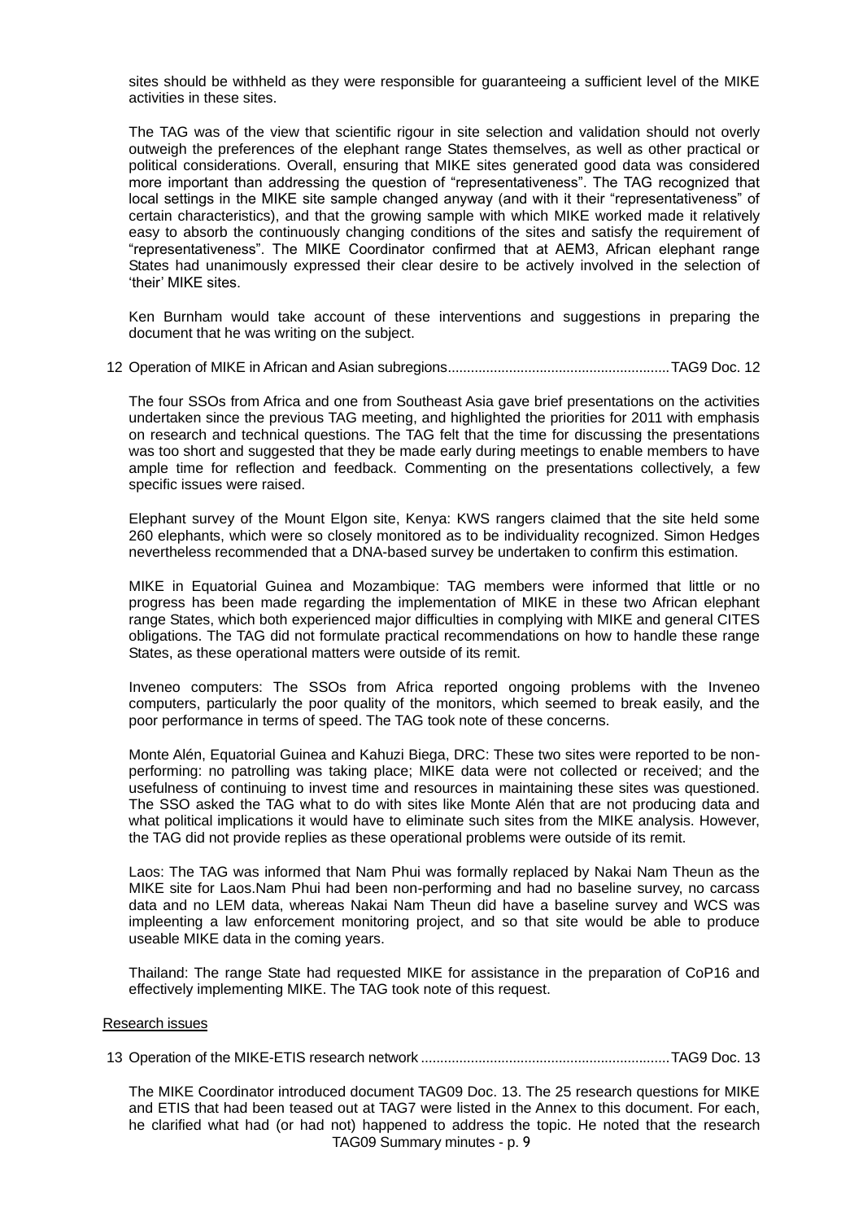sites should be withheld as they were responsible for guaranteeing a sufficient level of the MIKE activities in these sites.

The TAG was of the view that scientific rigour in site selection and validation should not overly outweigh the preferences of the elephant range States themselves, as well as other practical or political considerations. Overall, ensuring that MIKE sites generated good data was considered more important than addressing the question of "representativeness". The TAG recognized that local settings in the MIKE site sample changed anyway (and with it their "representativeness" of certain characteristics), and that the growing sample with which MIKE worked made it relatively easy to absorb the continuously changing conditions of the sites and satisfy the requirement of "representativeness". The MIKE Coordinator confirmed that at AEM3, African elephant range States had unanimously expressed their clear desire to be actively involved in the selection of 'their' MIKE sites.

Ken Burnham would take account of these interventions and suggestions in preparing the document that he was writing on the subject.

12 Operation of MIKE in African and Asian subregions.........................................................TAG9 Doc. 12

The four SSOs from Africa and one from Southeast Asia gave brief presentations on the activities undertaken since the previous TAG meeting, and highlighted the priorities for 2011 with emphasis on research and technical questions. The TAG felt that the time for discussing the presentations was too short and suggested that they be made early during meetings to enable members to have ample time for reflection and feedback. Commenting on the presentations collectively, a few specific issues were raised.

Elephant survey of the Mount Elgon site, Kenya: KWS rangers claimed that the site held some 260 elephants, which were so closely monitored as to be individuality recognized. Simon Hedges nevertheless recommended that a DNA-based survey be undertaken to confirm this estimation.

MIKE in Equatorial Guinea and Mozambique: TAG members were informed that little or no progress has been made regarding the implementation of MIKE in these two African elephant range States, which both experienced major difficulties in complying with MIKE and general CITES obligations. The TAG did not formulate practical recommendations on how to handle these range States, as these operational matters were outside of its remit.

Inveneo computers: The SSOs from Africa reported ongoing problems with the Inveneo computers, particularly the poor quality of the monitors, which seemed to break easily, and the poor performance in terms of speed. The TAG took note of these concerns.

Monte Alén, Equatorial Guinea and Kahuzi Biega, DRC: These two sites were reported to be non-performing: no patrolling was taking place; MIKE data were not collected or received; and the usefulness of continuing to invest time and resources in maintaining these sites was questioned. The SSO asked the TAG what to do with sites like Monte Alén that are not producing data and what political implications it would have to eliminate such sites from the MIKE analysis. However, the TAG did not provide replies as these operational problems were outside of its remit.

Laos: The TAG was informed that Nam Phui was formally replaced by Nakai Nam Theun as the MIKE site for Laos.Nam Phui had been non-performing and had no baseline survey, no carcass data and no LEM data, whereas Nakai Nam Theun did have a baseline survey and WCS was impleenting a law enforcement monitoring project, and so that site would be able to produce useable MIKE data in the coming years.

Thailand: The range State had requested MIKE for assistance in the preparation of CoP16 and effectively implementing MIKE. The TAG took note of this request.

Research issues

13 Operation of the MIKE-ETIS research network ................................................................TAG9 Doc. 13

The MIKE Coordinator introduced document TAG09 Doc. 13. The 25 research questions for MIKE and ETIS that had been teased out at TAG7 were listed in the Annex to this document. For each, he clarified what had (or had not) happened to address the topic. He noted that the research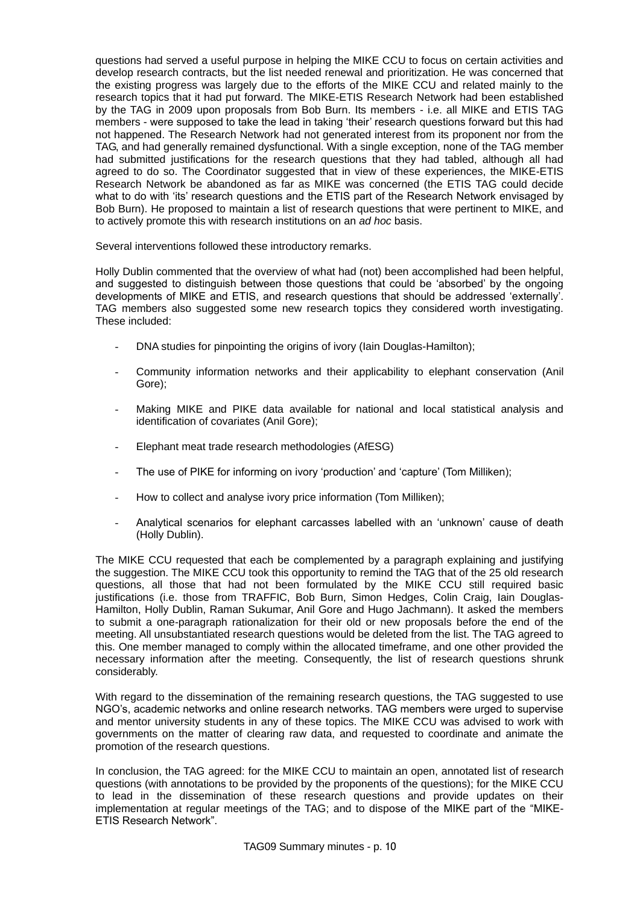questions had served a useful purpose in helping the MIKE CCU to focus on certain activities and develop research contracts, but the list needed renewal and prioritization. He was concerned that the existing progress was largely due to the efforts of the MIKE CCU and related mainly to the research topics that it had put forward. The MIKE-ETIS Research Network had been established by the TAG in 2009 upon proposals from Bob Burn. Its members - i.e. all MIKE and ETIS TAG members - were supposed to take the lead in taking 'their' research questions forward but this had not happened. The Research Network had not generated interest from its proponent nor from the TAG, and had generally remained dysfunctional. With a single exception, none of the TAG member had submitted justifications for the research questions that they had tabled, although all had agreed to do so. The Coordinator suggested that in view of these experiences, the MIKE-ETIS Research Network be abandoned as far as MIKE was concerned (the ETIS TAG could decide what to do with 'its' research questions and the ETIS part of the Research Network envisaged by Bob Burn). He proposed to maintain a list of research questions that were pertinent to MIKE, and to actively promote this with research institutions on an *ad hoc* basis.

Several interventions followed these introductory remarks.

Holly Dublin commented that the overview of what had (not) been accomplished had been helpful, and suggested to distinguish between those questions that could be 'absorbed' by the ongoing developments of MIKE and ETIS, and research questions that should be addressed 'externally'. TAG members also suggested some new research topics they considered worth investigating. These included:

- DNA studies for pinpointing the origins of ivory (Iain Douglas-Hamilton);
- Community information networks and their applicability to elephant conservation (Anil Gore);
- Making MIKE and PIKE data available for national and local statistical analysis and identification of covariates (Anil Gore);
- Elephant meat trade research methodologies (AfESG)
- The use of PIKE for informing on ivory 'production' and 'capture' (Tom Milliken);
- How to collect and analyse ivory price information (Tom Milliken);
- Analytical scenarios for elephant carcasses labelled with an 'unknown' cause of death (Holly Dublin).

The MIKE CCU requested that each be complemented by a paragraph explaining and justifying the suggestion. The MIKE CCU took this opportunity to remind the TAG that of the 25 old research questions, all those that had not been formulated by the MIKE CCU still required basic justifications (i.e. those from TRAFFIC, Bob Burn, Simon Hedges, Colin Craig, Iain Douglas-Hamilton, Holly Dublin, Raman Sukumar, Anil Gore and Hugo Jachmann). It asked the members to submit a one-paragraph rationalization for their old or new proposals before the end of the meeting. All unsubstantiated research questions would be deleted from the list. The TAG agreed to this. One member managed to comply within the allocated timeframe, and one other provided the necessary information after the meeting. Consequently, the list of research questions shrunk considerably.

With regard to the dissemination of the remaining research questions, the TAG suggested to use NGO's, academic networks and online research networks. TAG members were urged to supervise and mentor university students in any of these topics. The MIKE CCU was advised to work with governments on the matter of clearing raw data, and requested to coordinate and animate the promotion of the research questions.

In conclusion, the TAG agreed: for the MIKE CCU to maintain an open, annotated list of research questions (with annotations to be provided by the proponents of the questions); for the MIKE CCU to lead in the dissemination of these research questions and provide updates on their implementation at regular meetings of the TAG; and to dispose of the MIKE part of the "MIKE-ETIS Research Network".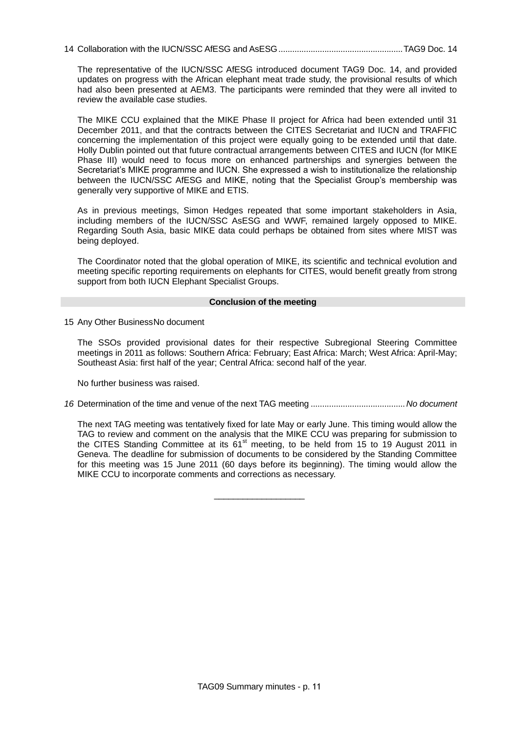14 Collaboration with the IUCN/SSC AfESG and AsESG ...................................................... TAG9 Doc. 14

The representative of the IUCN/SSC AfESG introduced document TAG9 Doc. 14, and provided updates on progress with the African elephant meat trade study, the provisional results of which had also been presented at AEM3. The participants were reminded that they were all invited to review the available case studies.

The MIKE CCU explained that the MIKE Phase II project for Africa had been extended until 31 December 2011, and that the contracts between the CITES Secretariat and IUCN and TRAFFIC concerning the implementation of this project were equally going to be extended until that date. Holly Dublin pointed out that future contractual arrangements between CITES and IUCN (for MIKE Phase III) would need to focus more on enhanced partnerships and synergies between the Secretariat's MIKE programme and IUCN. She expressed a wish to institutionalize the relationship between the IUCN/SSC AfESG and MIKE, noting that the Specialist Group's membership was generally very supportive of MIKE and ETIS.

As in previous meetings, Simon Hedges repeated that some important stakeholders in Asia, including members of the IUCN/SSC AsESG and WWF, remained largely opposed to MIKE. Regarding South Asia, basic MIKE data could perhaps be obtained from sites where MIST was being deployed.

The Coordinator noted that the global operation of MIKE, its scientific and technical evolution and meeting specific reporting requirements on elephants for CITES, would benefit greatly from strong support from both IUCN Elephant Specialist Groups.

## Conclusion of the meeting

15 Any Other Business No document

The SSOs provided provisional dates for their respective Subregional Steering Committee meetings in 2011 as follows: Southern Africa: February; East Africa: March; West Africa: April-May; Southeast Asia: first half of the year; Central Africa: second half of the year.

No further business was raised.

*16* Determination of the time and venue of the next TAG meeting ......................................... *No document*

The next TAG meeting was tentatively fixed for late May or early June. This timing would allow the TAG to review and comment on the analysis that the MIKE CCU was preparing for submission to the CITES Standing Committee at its 61st meeting, to be held from 15 to 19 August 2011 in Geneva. The deadline for submission of documents to be considered by the Standing Committee for this meeting was 15 June 2011 (60 days before its beginning). The timing would allow the MIKE CCU to incorporate comments and corrections as necessary.

___________________